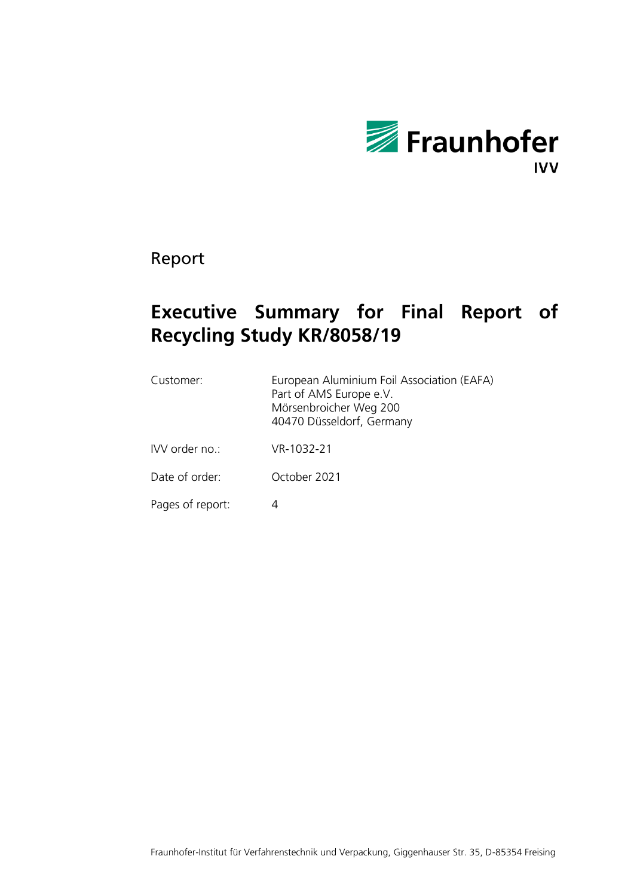Fraunhofer
IVV

Report

# Executive Summary for Final Report of Recycling Study KR/8058/19

| | |
|---|---|
| Customer: | European Aluminium Foil Association (EAFA)<br>Part of AMS Europe e.V.<br>Mörsenbroicher Weg 200<br>40470 Düsseldorf, Germany |
| IVV order no.: | VR-1032-21 |
| Date of order: | October 2021 |
| Pages of report: | 4 |

Fraunhofer-Institut für Verfahrenstechnik und Verpackung, Giggenhauser Str. 35, D-85354 Freising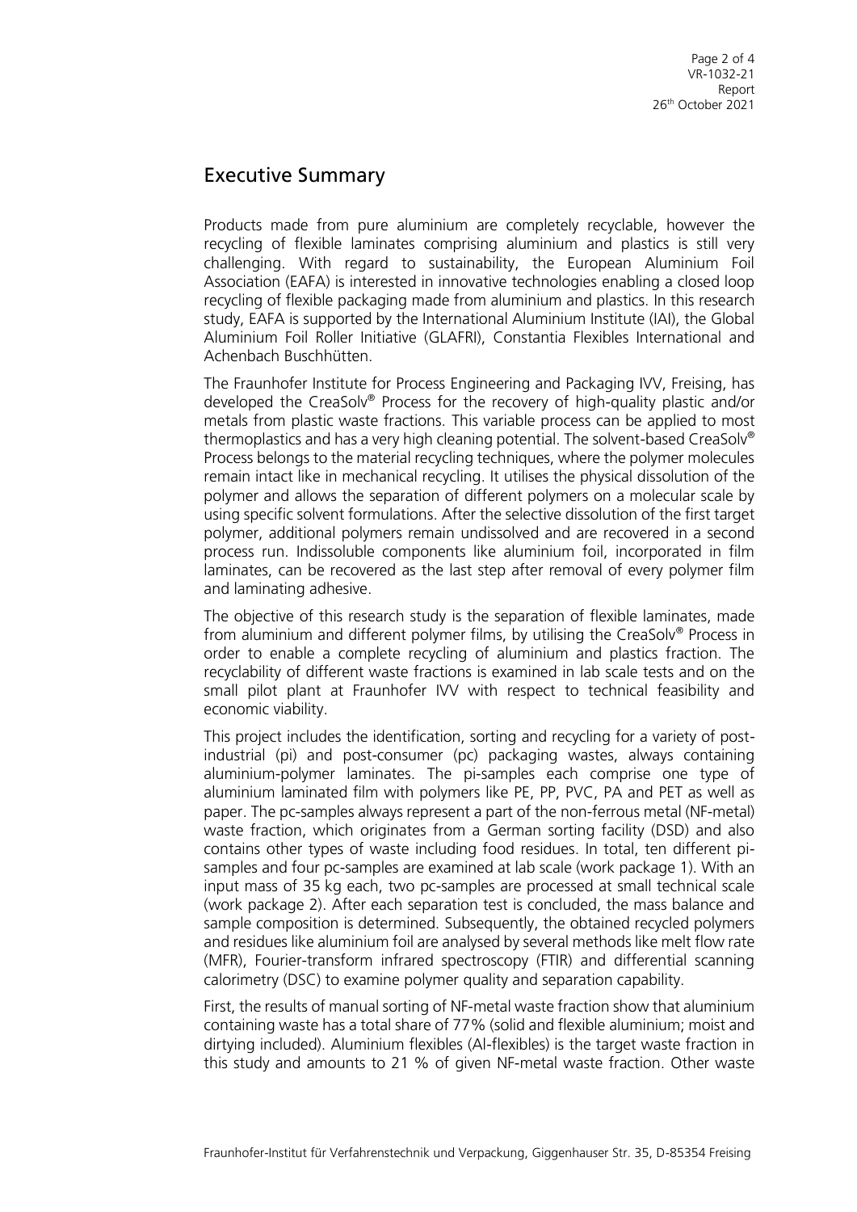## Executive Summary

Products made from pure aluminium are completely recyclable, however the recycling of flexible laminates comprising aluminium and plastics is still very challenging. With regard to sustainability, the European Aluminium Foil Association (EAFA) is interested in innovative technologies enabling a closed loop recycling of flexible packaging made from aluminium and plastics. In this research study, EAFA is supported by the International Aluminium Institute (IAI), the Global Aluminium Foil Roller Initiative (GLAFRI), Constantia Flexibles International and Achenbach Buschhütten.

The Fraunhofer Institute for Process Engineering and Packaging IVV, Freising, has developed the CreaSolv® Process for the recovery of high-quality plastic and/or metals from plastic waste fractions. This variable process can be applied to most thermoplastics and has a very high cleaning potential. The solvent-based CreaSolv® Process belongs to the material recycling techniques, where the polymer molecules remain intact like in mechanical recycling. It utilises the physical dissolution of the polymer and allows the separation of different polymers on a molecular scale by using specific solvent formulations. After the selective dissolution of the first target polymer, additional polymers remain undissolved and are recovered in a second process run. Indissoluble components like aluminium foil, incorporated in film laminates, can be recovered as the last step after removal of every polymer film and laminating adhesive.

The objective of this research study is the separation of flexible laminates, made from aluminium and different polymer films, by utilising the CreaSolv® Process in order to enable a complete recycling of aluminium and plastics fraction. The recyclability of different waste fractions is examined in lab scale tests and on the small pilot plant at Fraunhofer IVV with respect to technical feasibility and economic viability.

This project includes the identification, sorting and recycling for a variety of post-industrial (pi) and post-consumer (pc) packaging wastes, always containing aluminium-polymer laminates. The pi-samples each comprise one type of aluminium laminated film with polymers like PE, PP, PVC, PA and PET as well as paper. The pc-samples always represent a part of the non-ferrous metal (NF-metal) waste fraction, which originates from a German sorting facility (DSD) and also contains other types of waste including food residues. In total, ten different pi-samples and four pc-samples are examined at lab scale (work package 1). With an input mass of 35 kg each, two pc-samples are processed at small technical scale (work package 2). After each separation test is concluded, the mass balance and sample composition is determined. Subsequently, the obtained recycled polymers and residues like aluminium foil are analysed by several methods like melt flow rate (MFR), Fourier-transform infrared spectroscopy (FTIR) and differential scanning calorimetry (DSC) to examine polymer quality and separation capability.

First, the results of manual sorting of NF-metal waste fraction show that aluminium containing waste has a total share of 77% (solid and flexible aluminium; moist and dirtying included). Aluminium flexibles (Al-flexibles) is the target waste fraction in this study and amounts to 21 % of given NF-metal waste fraction. Other waste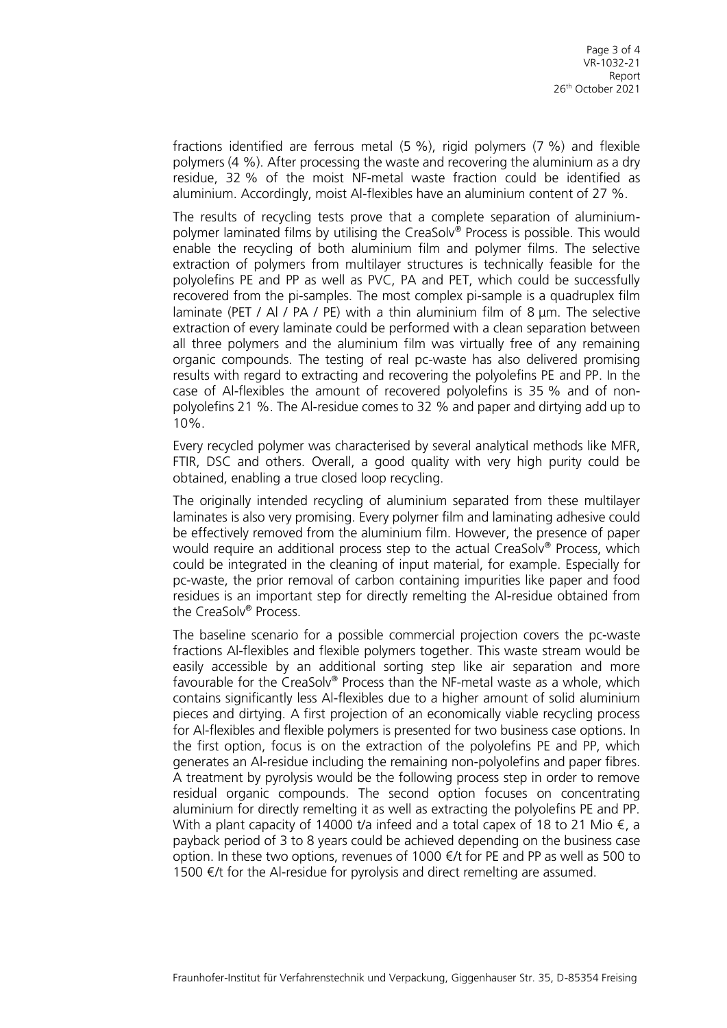fractions identified are ferrous metal (5 %), rigid polymers (7 %) and flexible polymers (4 %). After processing the waste and recovering the aluminium as a dry residue, 32 % of the moist NF-metal waste fraction could be identified as aluminium. Accordingly, moist Al-flexibles have an aluminium content of 27 %.

The results of recycling tests prove that a complete separation of aluminium-polymer laminated films by utilising the CreaSolv® Process is possible. This would enable the recycling of both aluminium film and polymer films. The selective extraction of polymers from multilayer structures is technically feasible for the polyolefins PE and PP as well as PVC, PA and PET, which could be successfully recovered from the pi-samples. The most complex pi-sample is a quadruplex film laminate (PET / Al / PA / PE) with a thin aluminium film of 8 µm. The selective extraction of every laminate could be performed with a clean separation between all three polymers and the aluminium film was virtually free of any remaining organic compounds. The testing of real pc-waste has also delivered promising results with regard to extracting and recovering the polyolefins PE and PP. In the case of Al-flexibles the amount of recovered polyolefins is 35 % and of non-polyolefins 21 %. The Al-residue comes to 32 % and paper and dirtying add up to 10%.

Every recycled polymer was characterised by several analytical methods like MFR, FTIR, DSC and others. Overall, a good quality with very high purity could be obtained, enabling a true closed loop recycling.

The originally intended recycling of aluminium separated from these multilayer laminates is also very promising. Every polymer film and laminating adhesive could be effectively removed from the aluminium film. However, the presence of paper would require an additional process step to the actual CreaSolv® Process, which could be integrated in the cleaning of input material, for example. Especially for pc-waste, the prior removal of carbon containing impurities like paper and food residues is an important step for directly remelting the Al-residue obtained from the CreaSolv® Process.

The baseline scenario for a possible commercial projection covers the pc-waste fractions Al-flexibles and flexible polymers together. This waste stream would be easily accessible by an additional sorting step like air separation and more favourable for the CreaSolv® Process than the NF-metal waste as a whole, which contains significantly less Al-flexibles due to a higher amount of solid aluminium pieces and dirtying. A first projection of an economically viable recycling process for Al-flexibles and flexible polymers is presented for two business case options. In the first option, focus is on the extraction of the polyolefins PE and PP, which generates an Al-residue including the remaining non-polyolefins and paper fibres. A treatment by pyrolysis would be the following process step in order to remove residual organic compounds. The second option focuses on concentrating aluminium for directly remelting it as well as extracting the polyolefins PE and PP. With a plant capacity of 14000 t/a infeed and a total capex of 18 to 21 Mio €, a payback period of 3 to 8 years could be achieved depending on the business case option. In these two options, revenues of 1000 €/t for PE and PP as well as 500 to 1500 €/t for the Al-residue for pyrolysis and direct remelting are assumed.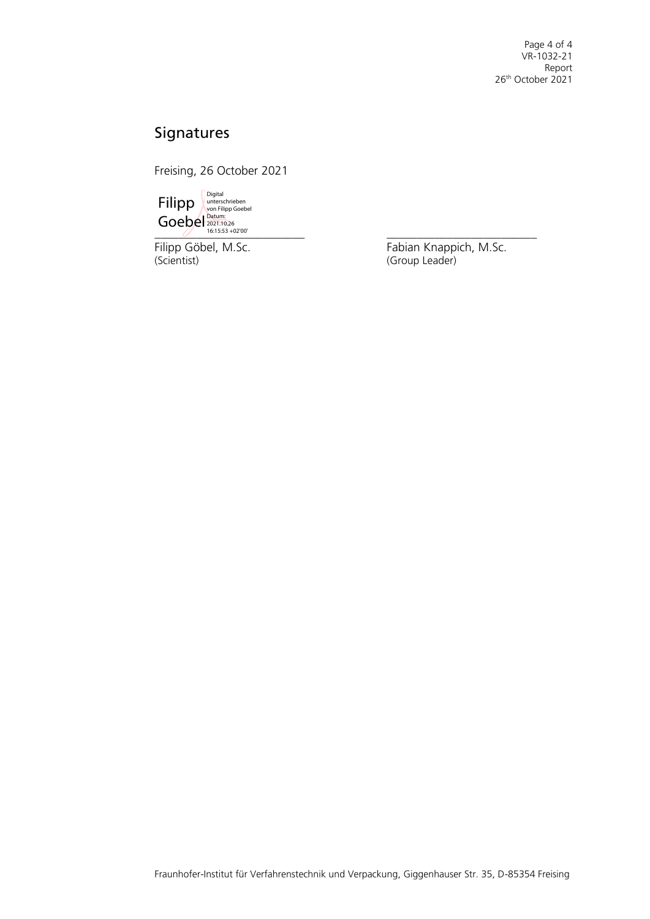## Signatures

Freising, 26 October 2021

Filipp Goebel — Digital unterschrieben von Filipp Goebel Datum: 2021.10.26 16:15:53 +02'00'

\_\_\_\_\_\_\_\_\_\_\_\_\_\_\_\_\_\_\_\_\_\_\_\_\_\_
Filipp Göbel, M.Sc.
(Scientist)

\_\_\_\_\_\_\_\_\_\_\_\_\_\_\_\_\_\_\_\_\_\_\_\_\_\_
Fabian Knappich, M.Sc.
(Group Leader)

Fraunhofer-Institut für Verfahrenstechnik und Verpackung, Giggenhauser Str. 35, D-85354 Freising